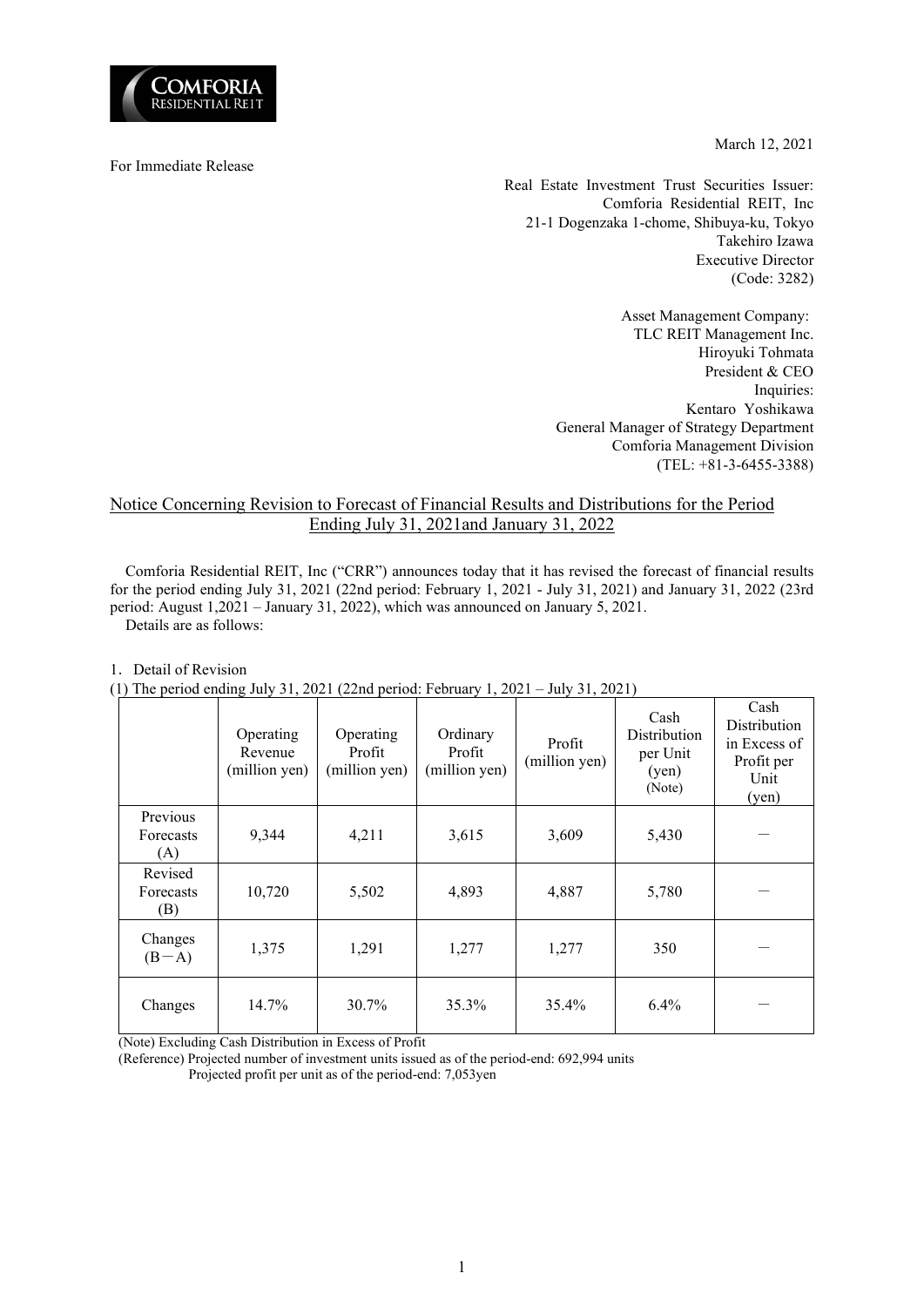March 12, 2021

For Immediate Release

Real Estate Investment Trust Securities Issuer:
Comforia Residential REIT, Inc
21-1 Dogenzaka 1-chome, Shibuya-ku, Tokyo
Takehiro Izawa
Executive Director
(Code: 3282)

Asset Management Company:
TLC REIT Management Inc.
Hiroyuki Tohmata
President & CEO
Inquiries:
Kentaro Yoshikawa
General Manager of Strategy Department
Comforia Management Division
(TEL: +81-3-6455-3388)

## Notice Concerning Revision to Forecast of Financial Results and Distributions for the Period Ending July 31, 2021and January 31, 2022

Comforia Residential REIT, Inc ("CRR") announces today that it has revised the forecast of financial results for the period ending July 31, 2021 (22nd period: February 1, 2021 - July 31, 2021) and January 31, 2022 (23rd period: August 1,2021 – January 31, 2022), which was announced on January 5, 2021.

Details are as follows:

1. Detail of Revision

(1) The period ending July 31, 2021 (22nd period: February 1, 2021 – July 31, 2021)

| | Operating Revenue (million yen) | Operating Profit (million yen) | Ordinary Profit (million yen) | Profit (million yen) | Cash Distribution per Unit (yen) (Note) | Cash Distribution in Excess of Profit per Unit (yen) |
|---|---|---|---|---|---|---|
| Previous Forecasts (A) | 9,344 | 4,211 | 3,615 | 3,609 | 5,430 | － |
| Revised Forecasts (B) | 10,720 | 5,502 | 4,893 | 4,887 | 5,780 | － |
| Changes (B－A) | 1,375 | 1,291 | 1,277 | 1,277 | 350 | － |
| Changes | 14.7% | 30.7% | 35.3% | 35.4% | 6.4% | － |

(Note) Excluding Cash Distribution in Excess of Profit

(Reference) Projected number of investment units issued as of the period-end: 692,994 units

Projected profit per unit as of the period-end: 7,053yen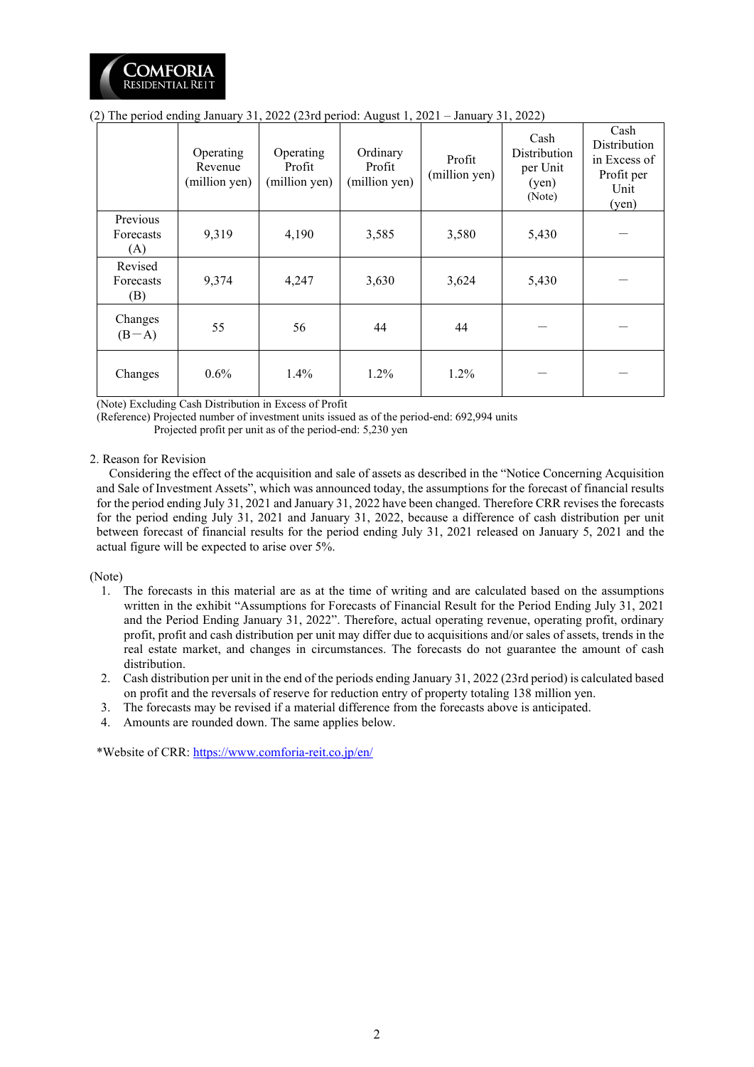(2) The period ending January 31, 2022 (23rd period: August 1, 2021 – January 31, 2022)

| | Operating Revenue (million yen) | Operating Profit (million yen) | Ordinary Profit (million yen) | Profit (million yen) | Cash Distribution per Unit (yen) (Note) | Cash Distribution in Excess of Profit per Unit (yen) |
|---|---|---|---|---|---|---|
| Previous Forecasts (A) | 9,319 | 4,190 | 3,585 | 3,580 | 5,430 | ― |
| Revised Forecasts (B) | 9,374 | 4,247 | 3,630 | 3,624 | 5,430 | ― |
| Changes (B－A) | 55 | 56 | 44 | 44 | ― | ― |
| Changes | 0.6% | 1.4% | 1.2% | 1.2% | ― | ― |

(Note) Excluding Cash Distribution in Excess of Profit
(Reference) Projected number of investment units issued as of the period-end: 692,994 units
Projected profit per unit as of the period-end: 5,230 yen

2. Reason for Revision

Considering the effect of the acquisition and sale of assets as described in the "Notice Concerning Acquisition and Sale of Investment Assets", which was announced today, the assumptions for the forecast of financial results for the period ending July 31, 2021 and January 31, 2022 have been changed. Therefore CRR revises the forecasts for the period ending July 31, 2021 and January 31, 2022, because a difference of cash distribution per unit between forecast of financial results for the period ending July 31, 2021 released on January 5, 2021 and the actual figure will be expected to arise over 5%.

(Note)

1. The forecasts in this material are as at the time of writing and are calculated based on the assumptions written in the exhibit "Assumptions for Forecasts of Financial Result for the Period Ending July 31, 2021 and the Period Ending January 31, 2022". Therefore, actual operating revenue, operating profit, ordinary profit, profit and cash distribution per unit may differ due to acquisitions and/or sales of assets, trends in the real estate market, and changes in circumstances. The forecasts do not guarantee the amount of cash distribution.
2. Cash distribution per unit in the end of the periods ending January 31, 2022 (23rd period) is calculated based on profit and the reversals of reserve for reduction entry of property totaling 138 million yen.
3. The forecasts may be revised if a material difference from the forecasts above is anticipated.
4. Amounts are rounded down. The same applies below.

*Website of CRR: https://www.comforia-reit.co.jp/en/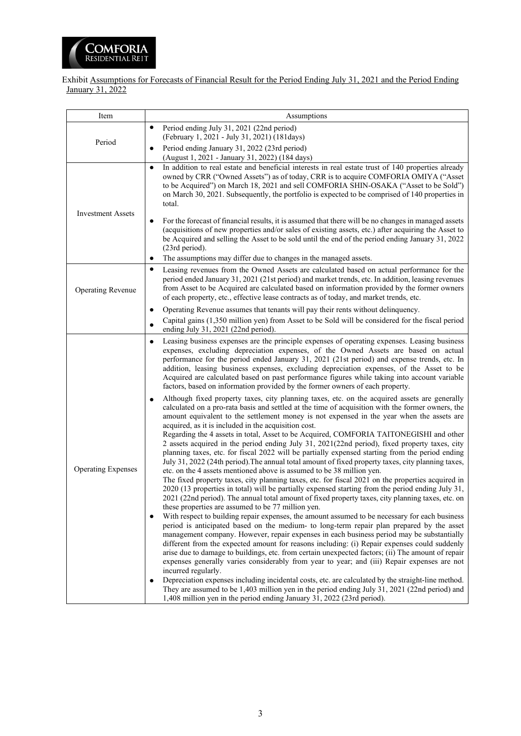Exhibit Assumptions for Forecasts of Financial Result for the Period Ending July 31, 2021 and the Period Ending January 31, 2022

| Item | Assumptions |
|---|---|
| Period | • Period ending July 31, 2021 (22nd period) (February 1, 2021 - July 31, 2021) (181days)<br>• Period ending January 31, 2022 (23rd period) (August 1, 2021 - January 31, 2022) (184 days) |
| Investment Assets | • In addition to real estate and beneficial interests in real estate trust of 140 properties already owned by CRR ("Owned Assets") as of today, CRR is to acquire COMFORIA OMIYA ("Asset to be Acquired") on March 18, 2021 and sell COMFORIA SHIN-OSAKA ("Asset to be Sold") on March 30, 2021. Subsequently, the portfolio is expected to be comprised of 140 properties in total.<br>• For the forecast of financial results, it is assumed that there will be no changes in managed assets (acquisitions of new properties and/or sales of existing assets, etc.) after acquiring the Asset to be Acquired and selling the Asset to be sold until the end of the period ending January 31, 2022 (23rd period).<br>• The assumptions may differ due to changes in the managed assets. |
| Operating Revenue | • Leasing revenues from the Owned Assets are calculated based on actual performance for the period ended January 31, 2021 (21st period) and market trends, etc. In addition, leasing revenues from Asset to be Acquired are calculated based on information provided by the former owners of each property, etc., effective lease contracts as of today, and market trends, etc.<br>• Operating Revenue assumes that tenants will pay their rents without delinquency.<br>• Capital gains (1,350 million yen) from Asset to be Sold will be considered for the fiscal period ending July 31, 2021 (22nd period). |
| Operating Expenses | • Leasing business expenses are the principle expenses of operating expenses. Leasing business expenses, excluding depreciation expenses, of the Owned Assets are based on actual performance for the period ended January 31, 2021 (21st period) and expense trends, etc. In addition, leasing business expenses, excluding depreciation expenses, of the Asset to be Acquired are calculated based on past performance figures while taking into account variable factors, based on information provided by the former owners of each property.<br>• Although fixed property taxes, city planning taxes, etc. on the acquired assets are generally calculated on a pro-rata basis and settled at the time of acquisition with the former owners, the amount equivalent to the settlement money is not expensed in the year when the assets are acquired, as it is included in the acquisition cost.<br>Regarding the 4 assets in total, Asset to be Acquired, COMFORIA TAITONEGISHI and other 2 assets acquired in the period ending July 31, 2021(22nd period), fixed property taxes, city planning taxes, etc. for fiscal 2022 will be partially expensed starting from the period ending July 31, 2022 (24th period).The annual total amount of fixed property taxes, city planning taxes, etc. on the 4 assets mentioned above is assumed to be 38 million yen.<br>The fixed property taxes, city planning taxes, etc. for fiscal 2021 on the properties acquired in 2020 (13 properties in total) will be partially expensed starting from the period ending July 31, 2021 (22nd period). The annual total amount of fixed property taxes, city planning taxes, etc. on these properties are assumed to be 77 million yen.<br>• With respect to building repair expenses, the amount assumed to be necessary for each business period is anticipated based on the medium- to long-term repair plan prepared by the asset management company. However, repair expenses in each business period may be substantially different from the expected amount for reasons including: (i) Repair expenses could suddenly arise due to damage to buildings, etc. from certain unexpected factors; (ii) The amount of repair expenses generally varies considerably from year to year; and (iii) Repair expenses are not incurred regularly.<br>• Depreciation expenses including incidental costs, etc. are calculated by the straight-line method. They are assumed to be 1,403 million yen in the period ending July 31, 2021 (22nd period) and 1,408 million yen in the period ending January 31, 2022 (23rd period). |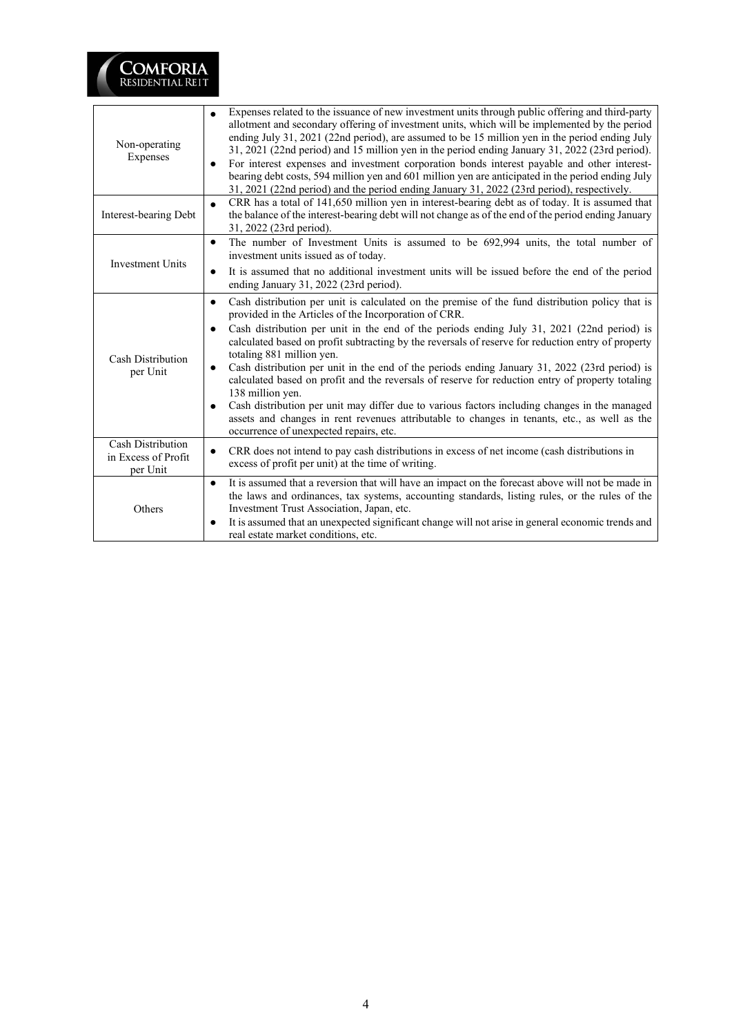| | |
|---|---|
| Non-operating Expenses | • Expenses related to the issuance of new investment units through public offering and third-party allotment and secondary offering of investment units, which will be implemented by the period ending July 31, 2021 (22nd period), are assumed to be 15 million yen in the period ending July 31, 2021 (22nd period) and 15 million yen in the period ending January 31, 2022 (23rd period).<br>• For interest expenses and investment corporation bonds interest payable and other interest-bearing debt costs, 594 million yen and 601 million yen are anticipated in the period ending July 31, 2021 (22nd period) and the period ending January 31, 2022 (23rd period), respectively. |
| Interest-bearing Debt | • CRR has a total of 141,650 million yen in interest-bearing debt as of today. It is assumed that the balance of the interest-bearing debt will not change as of the end of the period ending January 31, 2022 (23rd period). |
| Investment Units | • The number of Investment Units is assumed to be 692,994 units, the total number of investment units issued as of today.<br>• It is assumed that no additional investment units will be issued before the end of the period ending January 31, 2022 (23rd period). |
| Cash Distribution per Unit | • Cash distribution per unit is calculated on the premise of the fund distribution policy that is provided in the Articles of the Incorporation of CRR.<br>• Cash distribution per unit in the end of the periods ending July 31, 2021 (22nd period) is calculated based on profit subtracting by the reversals of reserve for reduction entry of property totaling 881 million yen.<br>• Cash distribution per unit in the end of the periods ending January 31, 2022 (23rd period) is calculated based on profit and the reversals of reserve for reduction entry of property totaling 138 million yen.<br>• Cash distribution per unit may differ due to various factors including changes in the managed assets and changes in rent revenues attributable to changes in tenants, etc., as well as the occurrence of unexpected repairs, etc. |
| Cash Distribution in Excess of Profit per Unit | • CRR does not intend to pay cash distributions in excess of net income (cash distributions in excess of profit per unit) at the time of writing. |
| Others | • It is assumed that a reversion that will have an impact on the forecast above will not be made in the laws and ordinances, tax systems, accounting standards, listing rules, or the rules of the Investment Trust Association, Japan, etc.<br>• It is assumed that an unexpected significant change will not arise in general economic trends and real estate market conditions, etc. |